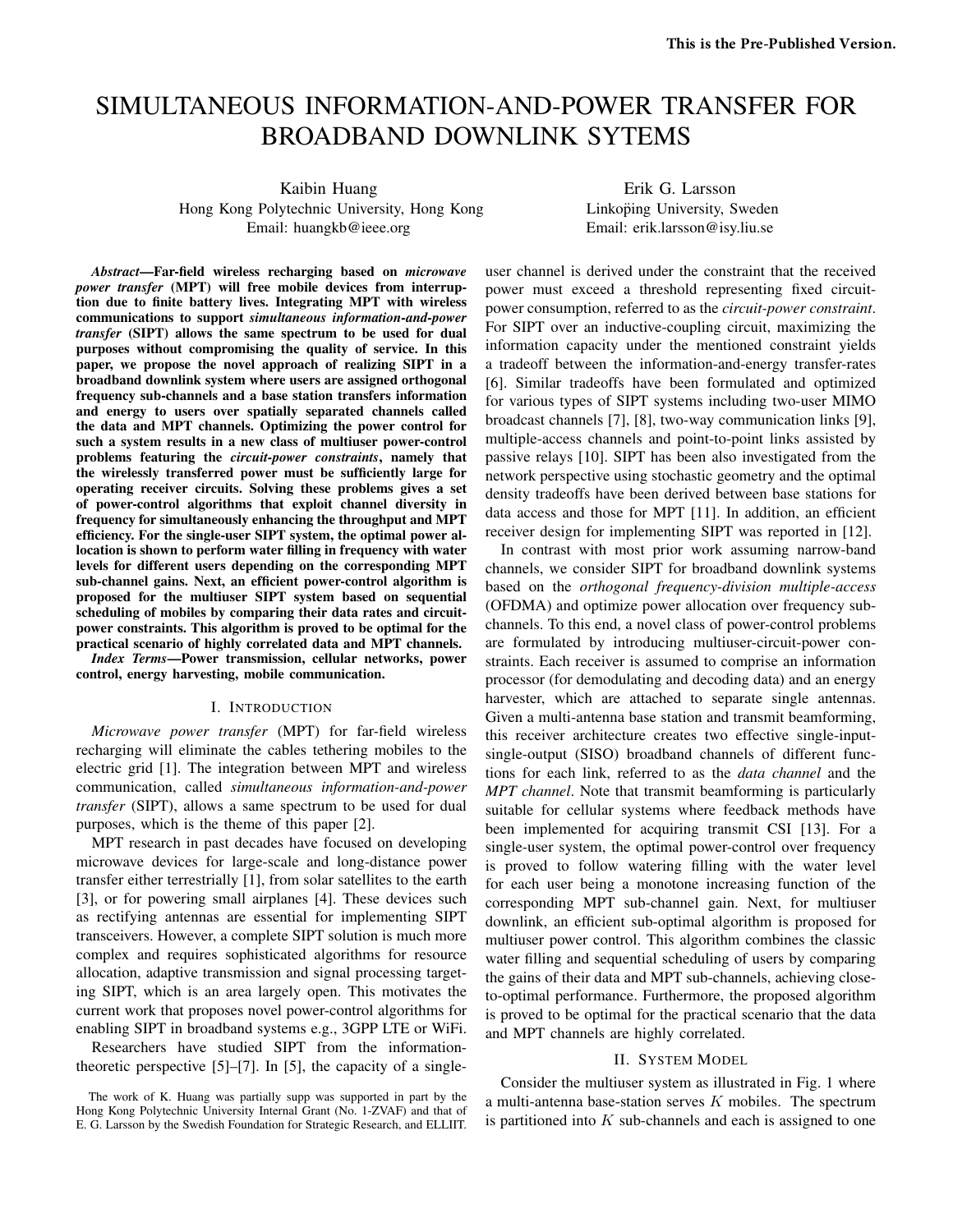# SIMULTANEOUS INFORMATION-AND-POWER TRANSFER FOR BROADBAND DOWNLINK SYTEMS

Kaibin Huang
Hong Kong Polytechnic University, Hong Kong
Email: huangkb@ieee.org

Erik G. Larsson
Linkoping University, Sweden
Email: erik.larsson@isy.liu.se

***Abstract*—Far-field wireless recharging based on *microwave power transfer* (MPT) will free mobile devices from interruption due to finite battery lives. Integrating MPT with wireless communications to support *simultaneous information-and-power transfer* (SIPT) allows the same spectrum to be used for dual purposes without compromising the quality of service. In this paper, we propose the novel approach of realizing SIPT in a broadband downlink system where users are assigned orthogonal frequency sub-channels and a base station transfers information and energy to users over spatially separated channels called the data and MPT channels. Optimizing the power control for such a system results in a new class of multiuser power-control problems featuring the *circuit-power constraints*, namely that the wirelessly transferred power must be sufficiently large for operating receiver circuits. Solving these problems gives a set of power-control algorithms that exploit channel diversity in frequency for simultaneously enhancing the throughput and MPT efficiency. For the single-user SIPT system, the optimal power allocation is shown to perform water filling in frequency with water levels for different users depending on the corresponding MPT sub-channel gains. Next, an efficient power-control algorithm is proposed for the multiuser SIPT system based on sequential scheduling of mobiles by comparing their data rates and circuit-power constraints. This algorithm is proved to be optimal for the practical scenario of highly correlated data and MPT channels.**

***Index Terms*—Power transmission, cellular networks, power control, energy harvesting, mobile communication.**

## I. Introduction

*Microwave power transfer* (MPT) for far-field wireless recharging will eliminate the cables tethering mobiles to the electric grid [1]. The integration between MPT and wireless communication, called *simultaneous information-and-power transfer* (SIPT), allows a same spectrum to be used for dual purposes, which is the theme of this paper [2].

MPT research in past decades have focused on developing microwave devices for large-scale and long-distance power transfer either terrestrially [1], from solar satellites to the earth [3], or for powering small airplanes [4]. These devices such as rectifying antennas are essential for implementing SIPT transceivers. However, a complete SIPT solution is much more complex and requires sophisticated algorithms for resource allocation, adaptive transmission and signal processing targeting SIPT, which is an area largely open. This motivates the current work that proposes novel power-control algorithms for enabling SIPT in broadband systems e.g., 3GPP LTE or WiFi.

Researchers have studied SIPT from the information-theoretic perspective [5]–[7]. In [5], the capacity of a single-user channel is derived under the constraint that the received power must exceed a threshold representing fixed circuit-power consumption, referred to as the *circuit-power constraint*. For SIPT over an inductive-coupling circuit, maximizing the information capacity under the mentioned constraint yields a tradeoff between the information-and-energy transfer-rates [6]. Similar tradeoffs have been formulated and optimized for various types of SIPT systems including two-user MIMO broadcast channels [7], [8], two-way communication links [9], multiple-access channels and point-to-point links assisted by passive relays [10]. SIPT has been also investigated from the network perspective using stochastic geometry and the optimal density tradeoffs have been derived between base stations for data access and those for MPT [11]. In addition, an efficient receiver design for implementing SIPT was reported in [12].

In contrast with most prior work assuming narrow-band channels, we consider SIPT for broadband downlink systems based on the *orthogonal frequency-division multiple-access* (OFDMA) and optimize power allocation over frequency sub-channels. To this end, a novel class of power-control problems are formulated by introducing multiuser-circuit-power constraints. Each receiver is assumed to comprise an information processor (for demodulating and decoding data) and an energy harvester, which are attached to separate single antennas. Given a multi-antenna base station and transmit beamforming, this receiver architecture creates two effective single-input-single-output (SISO) broadband channels of different functions for each link, referred to as the *data channel* and the *MPT channel*. Note that transmit beamforming is particularly suitable for cellular systems where feedback methods have been implemented for acquiring transmit CSI [13]. For a single-user system, the optimal power-control over frequency is proved to follow watering filling with the water level for each user being a monotone increasing function of the corresponding MPT sub-channel gain. Next, for multiuser downlink, an efficient sub-optimal algorithm is proposed for multiuser power control. This algorithm combines the classic water filling and sequential scheduling of users by comparing the gains of their data and MPT sub-channels, achieving close-to-optimal performance. Furthermore, the proposed algorithm is proved to be optimal for the practical scenario that the data and MPT channels are highly correlated.

## II. System Model

Consider the multiuser system as illustrated in Fig. 1 where a multi-antenna base-station serves $K$ mobiles. The spectrum is partitioned into $K$ sub-channels and each is assigned to one

The work of K. Huang was partially supp was supported in part by the Hong Kong Polytechnic University Internal Grant (No. 1-ZVAF) and that of E. G. Larsson by the Swedish Foundation for Strategic Research, and ELLIIT.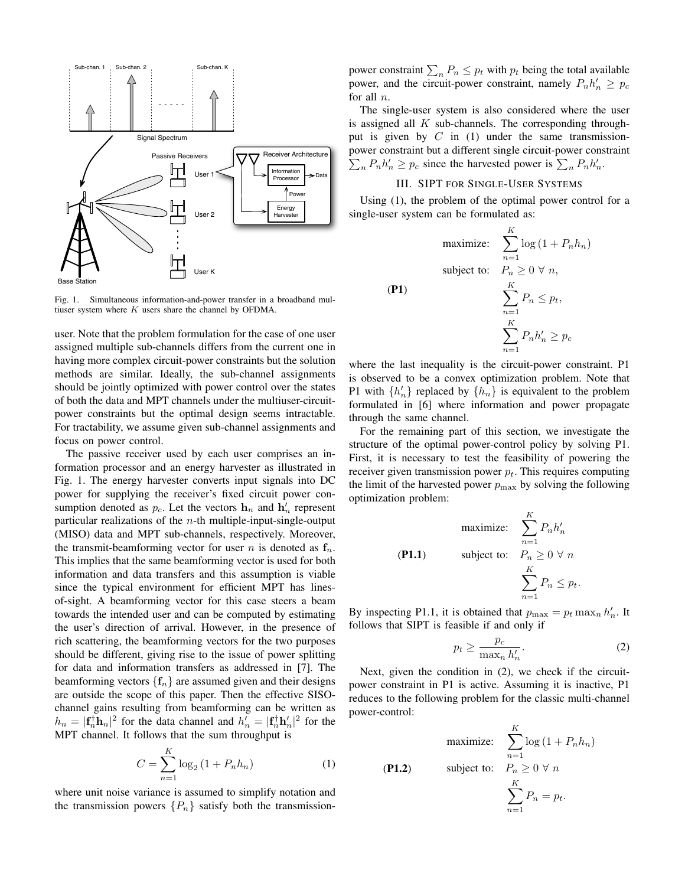Fig. 1. Simultaneous information-and-power transfer in a broadband multiuser system where $K$ users share the channel by OFDMA.

user. Note that the problem formulation for the case of one user assigned multiple sub-channels differs from the current one in having more complex circuit-power constraints but the solution methods are similar. Ideally, the sub-channel assignments should be jointly optimized with power control over the states of both the data and MPT channels under the multiuser-circuit-power constraints but the optimal design seems intractable. For tractability, we assume given sub-channel assignments and focus on power control.

The passive receiver used by each user comprises an information processor and an energy harvester as illustrated in Fig. 1. The energy harvester converts input signals into DC power for supplying the receiver's fixed circuit power consumption denoted as $p_c$. Let the vectors $\mathbf{h}_n$ and $\mathbf{h}_n'$ represent particular realizations of the $n$-th multiple-input-single-output (MISO) data and MPT sub-channels, respectively. Moreover, the transmit-beamforming vector for user $n$ is denoted as $\mathbf{f}_n$. This implies that the same beamforming vector is used for both information and data transfers and this assumption is viable since the typical environment for efficient MPT has lines-of-sight. A beamforming vector for this case steers a beam towards the intended user and can be computed by estimating the user's direction of arrival. However, in the presence of rich scattering, the beamforming vectors for the two purposes should be different, giving rise to the issue of power splitting for data and information transfers as addressed in [7]. The beamforming vectors $\{\mathbf{f}_n\}$ are assumed given and their designs are outside the scope of this paper. Then the effective SISO-channel gains resulting from beamforming can be written as $h_n = |\mathbf{f}_n^\dagger \mathbf{h}_n|^2$ for the data channel and $h_n' = |\mathbf{f}_n^\dagger \mathbf{h}_n'|^2$ for the MPT channel. It follows that the sum throughput is

$$C = \sum_{n=1}^{K} \log_2 (1 + P_n h_n) \tag{1}$$

where unit noise variance is assumed to simplify notation and the transmission powers $\{P_n\}$ satisfy both the transmission-power constraint $\sum_n P_n \leq p_t$ with $p_t$ being the total available power, and the circuit-power constraint, namely $P_n h_n' \geq p_c$ for all $n$.

The single-user system is also considered where the user is assigned all $K$ sub-channels. The corresponding throughput is given by $C$ in (1) under the same transmission-power constraint but a different single circuit-power constraint $\sum_n P_n h_n' \geq p_c$ since the harvested power is $\sum_n P_n h_n'$.

## III. SIPT for Single-User Systems

Using (1), the problem of the optimal power control for a single-user system can be formulated as:

$$(\mathbf{P1}) \qquad \begin{aligned} \text{maximize:} \quad & \sum_{n=1}^{K} \log (1 + P_n h_n) \\ \text{subject to:} \quad & P_n \geq 0 \ \forall\ n, \\ & \sum_{n=1}^{K} P_n \leq p_t, \\ & \sum_{n=1}^{K} P_n h_n' \geq p_c \end{aligned}$$

where the last inequality is the circuit-power constraint. P1 is observed to be a convex optimization problem. Note that P1 with $\{h_n'\}$ replaced by $\{h_n\}$ is equivalent to the problem formulated in [6] where information and power propagate through the same channel.

For the remaining part of this section, we investigate the structure of the optimal power-control policy by solving P1. First, it is necessary to test the feasibility of powering the receiver given transmission power $p_t$. This requires computing the limit of the harvested power $p_{\max}$ by solving the following optimization problem:

$$(\mathbf{P1.1}) \qquad \begin{aligned} \text{maximize:} \quad & \sum_{n=1}^{K} P_n h_n' \\ \text{subject to:} \quad & P_n \geq 0 \ \forall\ n \\ & \sum_{n=1}^{K} P_n \leq p_t. \end{aligned}$$

By inspecting P1.1, it is obtained that $p_{\max} = p_t \max_n h_n'$. It follows that SIPT is feasible if and only if

$$p_t \geq \frac{p_c}{\max_n h_n'}. \tag{2}$$

Next, given the condition in (2), we check if the circuit-power constraint in P1 is active. Assuming it is inactive, P1 reduces to the following problem for the classic multi-channel power-control:

$$(\mathbf{P1.2}) \qquad \begin{aligned} \text{maximize:} \quad & \sum_{n=1}^{K} \log (1 + P_n h_n) \\ \text{subject to:} \quad & P_n \geq 0 \ \forall\ n \\ & \sum_{n=1}^{K} P_n = p_t. \end{aligned}$$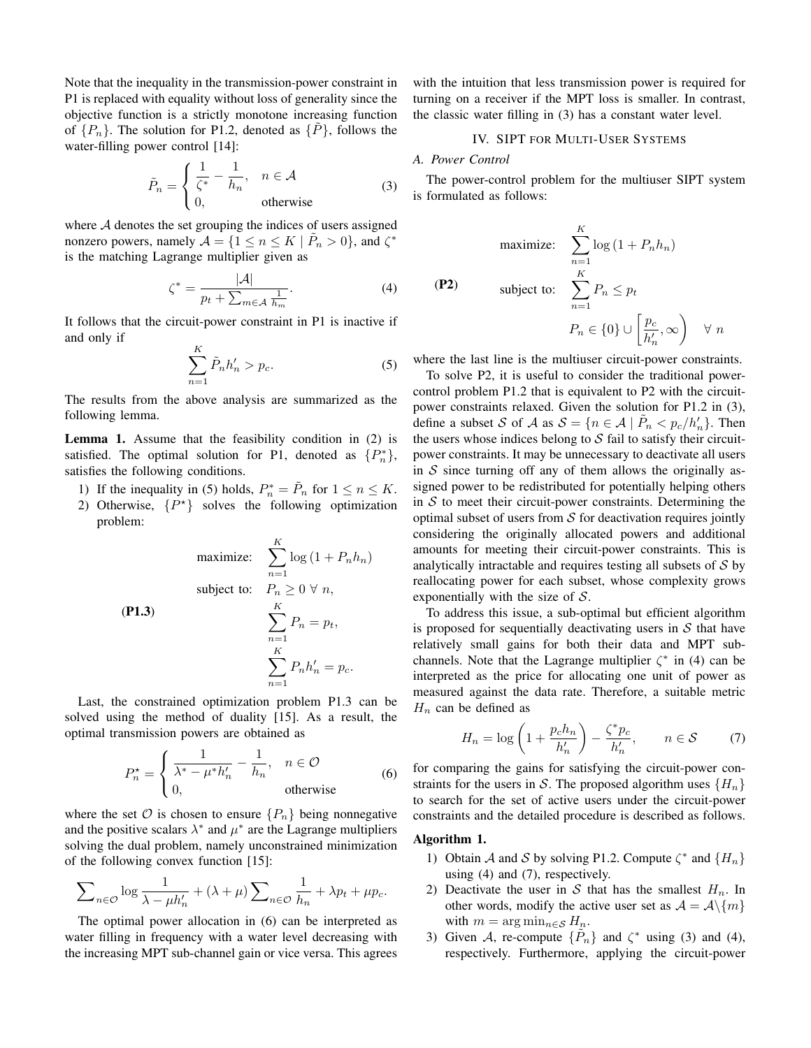Note that the inequality in the transmission-power constraint in P1 is replaced with equality without loss of generality since the objective function is a strictly monotone increasing function of $\{P_n\}$. The solution for P1.2, denoted as $\{\tilde{P}\}$, follows the water-filling power control [14]:

$$\tilde{P}_n = \begin{cases} \dfrac{1}{\zeta^*} - \dfrac{1}{h_n}, & n \in \mathcal{A} \\ 0, & \text{otherwise} \end{cases} \tag{3}$$

where $\mathcal{A}$ denotes the set grouping the indices of users assigned nonzero powers, namely $\mathcal{A} = \{1 \leq n \leq K \mid \tilde{P}_n > 0\}$, and $\zeta^*$ is the matching Lagrange multiplier given as

$$\zeta^* = \frac{|\mathcal{A}|}{p_t + \sum_{m \in \mathcal{A}} \frac{1}{h_m}}. \tag{4}$$

It follows that the circuit-power constraint in P1 is inactive if and only if

$$\sum_{n=1}^{K} \tilde{P}_n h'_n > p_c. \tag{5}$$

The results from the above analysis are summarized as the following lemma.

**Lemma 1.** Assume that the feasibility condition in (2) is satisfied. The optimal solution for P1, denoted as $\{P_n^*\}$, satisfies the following conditions.

1) If the inequality in (5) holds, $P_n^* = \tilde{P}_n$ for $1 \leq n \leq K$.
2) Otherwise, $\{P^\star\}$ solves the following optimization problem:

$$\textbf{(P1.3)} \qquad \begin{aligned} \text{maximize:} \quad & \sum_{n=1}^{K} \log(1 + P_n h_n) \\ \text{subject to:} \quad & P_n \geq 0 \ \forall \ n, \\ & \sum_{n=1}^{K} P_n = p_t, \\ & \sum_{n=1}^{K} P_n h'_n = p_c. \end{aligned}$$

Last, the constrained optimization problem P1.3 can be solved using the method of duality [15]. As a result, the optimal transmission powers are obtained as

$$P_n^\star = \begin{cases} \dfrac{1}{\lambda^* - \mu^* h'_n} - \dfrac{1}{h_n}, & n \in \mathcal{O} \\ 0, & \text{otherwise} \end{cases} \tag{6}$$

where the set $\mathcal{O}$ is chosen to ensure $\{P_n\}$ being nonnegative and the positive scalars $\lambda^*$ and $\mu^*$ are the Lagrange multipliers solving the dual problem, namely unconstrained minimization of the following convex function [15]:

$$\sum\nolimits_{n \in \mathcal{O}} \log \frac{1}{\lambda - \mu h'_n} + (\lambda + \mu) \sum\nolimits_{n \in \mathcal{O}} \frac{1}{h_n} + \lambda p_t + \mu p_c.$$

The optimal power allocation in (6) can be interpreted as water filling in frequency with a water level decreasing with the increasing MPT sub-channel gain or vice versa. This agrees with the intuition that less transmission power is required for turning on a receiver if the MPT loss is smaller. In contrast, the classic water filling in (3) has a constant water level.

## IV. SIPT for Multi-User Systems

### A. Power Control

The power-control problem for the multiuser SIPT system is formulated as follows:

$$\textbf{(P2)} \qquad \begin{aligned} \text{maximize:} \quad & \sum_{n=1}^{K} \log(1 + P_n h_n) \\ \text{subject to:} \quad & \sum_{n=1}^{K} P_n \leq p_t \\ & P_n \in \{0\} \cup \left[\frac{p_c}{h'_n}, \infty\right) \quad \forall \ n \end{aligned}$$

where the last line is the multiuser circuit-power constraints.

To solve P2, it is useful to consider the traditional power-control problem P1.2 that is equivalent to P2 with the circuit-power constraints relaxed. Given the solution for P1.2 in (3), define a subset $\mathcal{S}$ of $\mathcal{A}$ as $\mathcal{S} = \{n \in \mathcal{A} \mid \tilde{P}_n < p_c/h'_n\}$. Then the users whose indices belong to $\mathcal{S}$ fail to satisfy their circuit-power constraints. It may be unnecessary to deactivate all users in $\mathcal{S}$ since turning off any of them allows the originally assigned power to be redistributed for potentially helping others in $\mathcal{S}$ to meet their circuit-power constraints. Determining the optimal subset of users from $\mathcal{S}$ for deactivation requires jointly considering the originally allocated powers and additional amounts for meeting their circuit-power constraints. This is analytically intractable and requires testing all subsets of $\mathcal{S}$ by reallocating power for each subset, whose complexity grows exponentially with the size of $\mathcal{S}$.

To address this issue, a sub-optimal but efficient algorithm is proposed for sequentially deactivating users in $\mathcal{S}$ that have relatively small gains for both their data and MPT sub-channels. Note that the Lagrange multiplier $\zeta^*$ in (4) can be interpreted as the price for allocating one unit of power as measured against the data rate. Therefore, a suitable metric $H_n$ can be defined as

$$H_n = \log\left(1 + \frac{p_c h_n}{h'_n}\right) - \frac{\zeta^* p_c}{h'_n}, \qquad n \in \mathcal{S} \tag{7}$$

for comparing the gains for satisfying the circuit-power constraints for the users in $\mathcal{S}$. The proposed algorithm uses $\{H_n\}$ to search for the set of active users under the circuit-power constraints and the detailed procedure is described as follows.

**Algorithm 1.**

1) Obtain $\mathcal{A}$ and $\mathcal{S}$ by solving P1.2. Compute $\zeta^*$ and $\{H_n\}$ using (4) and (7), respectively.
2) Deactivate the user in $\mathcal{S}$ that has the smallest $H_n$. In other words, modify the active user set as $\mathcal{A} = \mathcal{A} \backslash \{m\}$ with $m = \arg\min_{n \in \mathcal{S}} H_n$.
3) Given $\mathcal{A}$, re-compute $\{\tilde{P}_n\}$ and $\zeta^*$ using (3) and (4), respectively. Furthermore, applying the circuit-power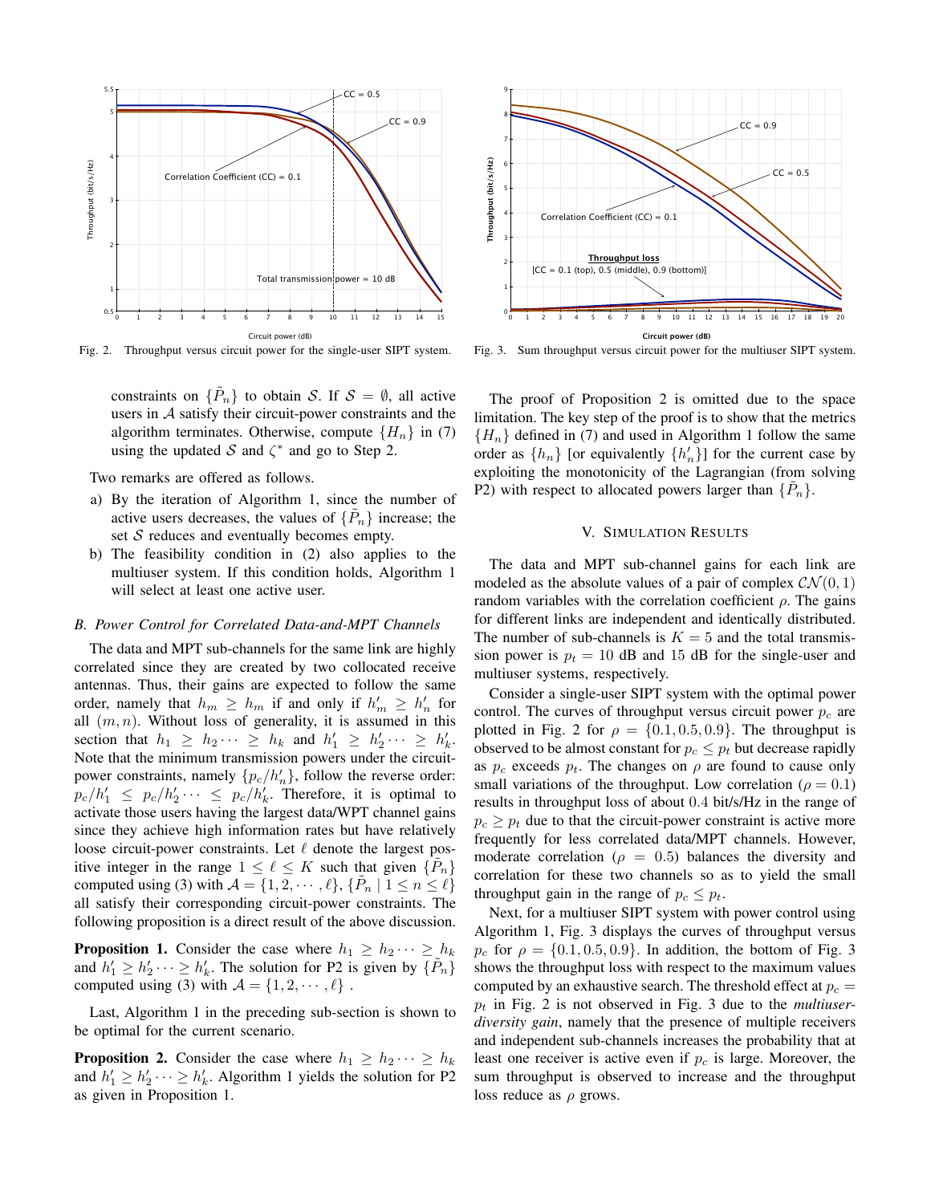Fig. 2. Throughput versus circuit power for the single-user SIPT system.

Fig. 3. Sum throughput versus circuit power for the multiuser SIPT system.

constraints on $\{\tilde{P}_n\}$ to obtain $\mathcal{S}$. If $\mathcal{S} = \emptyset$, all active users in $\mathcal{A}$ satisfy their circuit-power constraints and the algorithm terminates. Otherwise, compute $\{H_n\}$ in (7) using the updated $\mathcal{S}$ and $\zeta^*$ and go to Step 2.

Two remarks are offered as follows.

a) By the iteration of Algorithm 1, since the number of active users decreases, the values of $\{\tilde{P}_n\}$ increase; the set $\mathcal{S}$ reduces and eventually becomes empty.
b) The feasibility condition in (2) also applies to the multiuser system. If this condition holds, Algorithm 1 will select at least one active user.

### *B. Power Control for Correlated Data-and-MPT Channels*

The data and MPT sub-channels for the same link are highly correlated since they are created by two collocated receive antennas. Thus, their gains are expected to follow the same order, namely that $h_m \geq h_m$ if and only if $h'_m \geq h'_n$ for all $(m, n)$. Without loss of generality, it is assumed in this section that $h_1 \geq h_2 \cdots \geq h_k$ and $h'_1 \geq h'_2 \cdots \geq h'_k$. Note that the minimum transmission powers under the circuit-power constraints, namely $\{p_c/h'_n\}$, follow the reverse order: $p_c/h'_1 \leq p_c/h'_2 \cdots \leq p_c/h'_k$. Therefore, it is optimal to activate those users having the largest data/WPT channel gains since they achieve high information rates but have relatively loose circuit-power constraints. Let $\ell$ denote the largest positive integer in the range $1 \leq \ell \leq K$ such that given $\{\tilde{P}_n\}$ computed using (3) with $\mathcal{A} = \{1, 2, \cdots, \ell\}$, $\{\tilde{P}_n \mid 1 \leq n \leq \ell\}$ all satisfy their corresponding circuit-power constraints. The following proposition is a direct result of the above discussion.

**Proposition 1.** Consider the case where $h_1 \geq h_2 \cdots \geq h_k$ and $h'_1 \geq h'_2 \cdots \geq h'_k$. The solution for P2 is given by $\{\tilde{P}_n\}$ computed using (3) with $\mathcal{A} = \{1, 2, \cdots, \ell\}$ .

Last, Algorithm 1 in the preceding sub-section is shown to be optimal for the current scenario.

**Proposition 2.** Consider the case where $h_1 \geq h_2 \cdots \geq h_k$ and $h'_1 \geq h'_2 \cdots \geq h'_k$. Algorithm 1 yields the solution for P2 as given in Proposition 1.

The proof of Proposition 2 is omitted due to the space limitation. The key step of the proof is to show that the metrics $\{H_n\}$ defined in (7) and used in Algorithm 1 follow the same order as $\{h_n\}$ [or equivalently $\{h'_n\}$] for the current case by exploiting the monotonicity of the Lagrangian (from solving P2) with respect to allocated powers larger than $\{\tilde{P}_n\}$.

## V. Simulation Results

The data and MPT sub-channel gains for each link are modeled as the absolute values of a pair of complex $\mathcal{CN}(0, 1)$ random variables with the correlation coefficient $\rho$. The gains for different links are independent and identically distributed. The number of sub-channels is $K = 5$ and the total transmission power is $p_t = 10$ dB and 15 dB for the single-user and multiuser systems, respectively.

Consider a single-user SIPT system with the optimal power control. The curves of throughput versus circuit power $p_c$ are plotted in Fig. 2 for $\rho = \{0.1, 0.5, 0.9\}$. The throughput is observed to be almost constant for $p_c \leq p_t$ but decrease rapidly as $p_c$ exceeds $p_t$. The changes on $\rho$ are found to cause only small variations of the throughput. Low correlation ($\rho = 0.1$) results in throughput loss of about 0.4 bit/s/Hz in the range of $p_c \geq p_t$ due to that the circuit-power constraint is active more frequently for less correlated data/MPT channels. However, moderate correlation ($\rho = 0.5$) balances the diversity and correlation for these two channels so as to yield the small throughput gain in the range of $p_c \leq p_t$.

Next, for a multiuser SIPT system with power control using Algorithm 1, Fig. 3 displays the curves of throughput versus $p_c$ for $\rho = \{0.1, 0.5, 0.9\}$. In addition, the bottom of Fig. 3 shows the throughput loss with respect to the maximum values computed by an exhaustive search. The threshold effect at $p_c = p_t$ in Fig. 2 is not observed in Fig. 3 due to the *multiuser-diversity gain*, namely that the presence of multiple receivers and independent sub-channels increases the probability that at least one receiver is active even if $p_c$ is large. Moreover, the sum throughput is observed to increase and the throughput loss reduce as $\rho$ grows.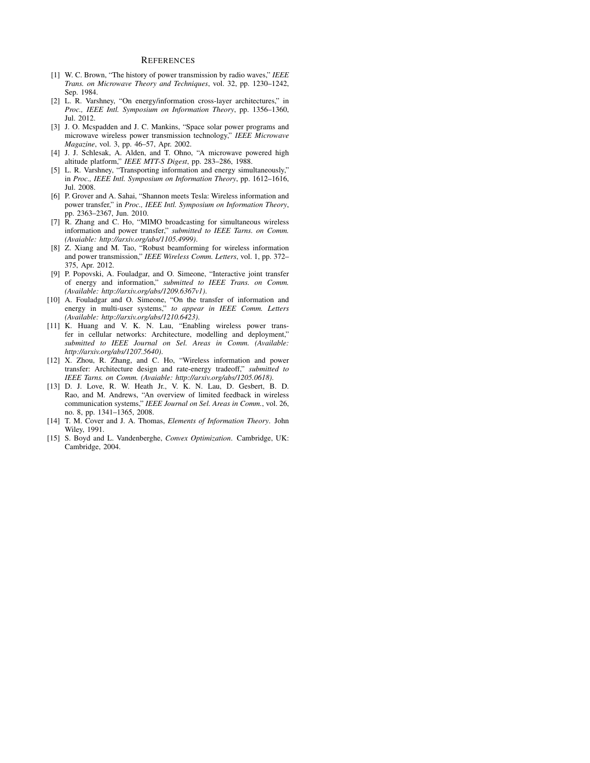## References

[1] W. C. Brown, "The history of power transmission by radio waves," *IEEE Trans. on Microwave Theory and Techniques*, vol. 32, pp. 1230–1242, Sep. 1984.

[2] L. R. Varshney, "On energy/information cross-layer architectures," in *Proc., IEEE Intl. Symposium on Information Theory*, pp. 1356–1360, Jul. 2012.

[3] J. O. Mcspadden and J. C. Mankins, "Space solar power programs and microwave wireless power transmission technology," *IEEE Microwave Magazine*, vol. 3, pp. 46–57, Apr. 2002.

[4] J. J. Schlesak, A. Alden, and T. Ohno, "A microwave powered high altitude platform," *IEEE MTT-S Digest*, pp. 283–286, 1988.

[5] L. R. Varshney, "Transporting information and energy simultaneously," in *Proc., IEEE Intl. Symposium on Information Theory*, pp. 1612–1616, Jul. 2008.

[6] P. Grover and A. Sahai, "Shannon meets Tesla: Wireless information and power transfer," in *Proc., IEEE Intl. Symposium on Information Theory*, pp. 2363–2367, Jun. 2010.

[7] R. Zhang and C. Ho, "MIMO broadcasting for simultaneous wireless information and power transfer," *submitted to IEEE Tarns. on Comm. (Avaiable: http://arxiv.org/abs/1105.4999)*.

[8] Z. Xiang and M. Tao, "Robust beamforming for wireless information and power transmission," *IEEE Wireless Comm. Letters*, vol. 1, pp. 372–375, Apr. 2012.

[9] P. Popovski, A. Fouladgar, and O. Simeone, "Interactive joint transfer of energy and information," *submitted to IEEE Trans. on Comm. (Available: http://arxiv.org/abs/1209.6367v1)*.

[10] A. Fouladgar and O. Simeone, "On the transfer of information and energy in multi-user systems," *to appear in IEEE Comm. Letters (Available: http://arxiv.org/abs/1210.6423)*.

[11] K. Huang and V. K. N. Lau, "Enabling wireless power transfer in cellular networks: Architecture, modelling and deployment," *submitted to IEEE Journal on Sel. Areas in Comm. (Available: http://arxiv.org/abs/1207.5640)*.

[12] X. Zhou, R. Zhang, and C. Ho, "Wireless information and power transfer: Architecture design and rate-energy tradeoff," *submitted to IEEE Tarns. on Comm. (Avaiable: http://arxiv.org/abs/1205.0618)*.

[13] D. J. Love, R. W. Heath Jr., V. K. N. Lau, D. Gesbert, B. D. Rao, and M. Andrews, "An overview of limited feedback in wireless communication systems," *IEEE Journal on Sel. Areas in Comm.*, vol. 26, no. 8, pp. 1341–1365, 2008.

[14] T. M. Cover and J. A. Thomas, *Elements of Information Theory*. John Wiley, 1991.

[15] S. Boyd and L. Vandenberghe, *Convex Optimization*. Cambridge, UK: Cambridge, 2004.